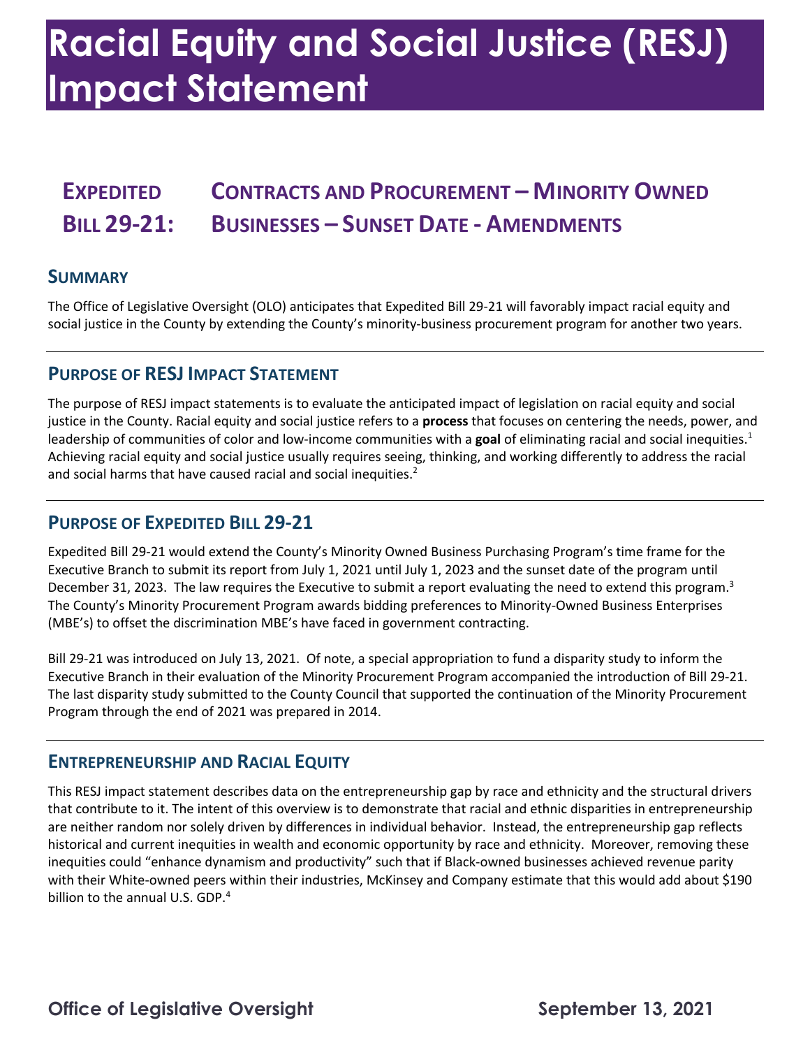# Racial Equity and Social Justice (RESJ) Impact Statement

## Expedited Bill 29-21: Contracts and Procurement – Minority Owned Businesses – Sunset Date - Amendments

### Summary

The Office of Legislative Oversight (OLO) anticipates that Expedited Bill 29-21 will favorably impact racial equity and social justice in the County by extending the County's minority-business procurement program for another two years.

### Purpose of RESJ Impact Statement

The purpose of RESJ impact statements is to evaluate the anticipated impact of legislation on racial equity and social justice in the County. Racial equity and social justice refers to a **process** that focuses on centering the needs, power, and leadership of communities of color and low-income communities with a **goal** of eliminating racial and social inequities.[1] Achieving racial equity and social justice usually requires seeing, thinking, and working differently to address the racial and social harms that have caused racial and social inequities.[2]

### Purpose of Expedited Bill 29-21

Expedited Bill 29-21 would extend the County's Minority Owned Business Purchasing Program's time frame for the Executive Branch to submit its report from July 1, 2021 until July 1, 2023 and the sunset date of the program until December 31, 2023. The law requires the Executive to submit a report evaluating the need to extend this program.[3] The County's Minority Procurement Program awards bidding preferences to Minority-Owned Business Enterprises (MBE's) to offset the discrimination MBE's have faced in government contracting.

Bill 29-21 was introduced on July 13, 2021. Of note, a special appropriation to fund a disparity study to inform the Executive Branch in their evaluation of the Minority Procurement Program accompanied the introduction of Bill 29-21. The last disparity study submitted to the County Council that supported the continuation of the Minority Procurement Program through the end of 2021 was prepared in 2014.

### Entrepreneurship and Racial Equity

This RESJ impact statement describes data on the entrepreneurship gap by race and ethnicity and the structural drivers that contribute to it. The intent of this overview is to demonstrate that racial and ethnic disparities in entrepreneurship are neither random nor solely driven by differences in individual behavior. Instead, the entrepreneurship gap reflects historical and current inequities in wealth and economic opportunity by race and ethnicity. Moreover, removing these inequities could "enhance dynamism and productivity" such that if Black-owned businesses achieved revenue parity with their White-owned peers within their industries, McKinsey and Company estimate that this would add about $190 billion to the annual U.S. GDP.[4]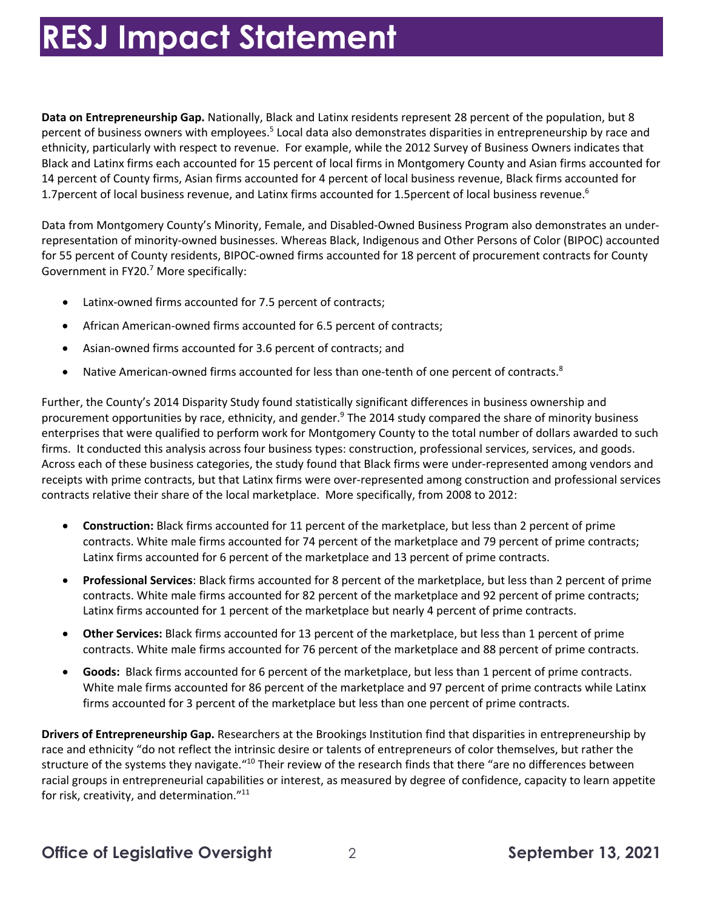# RESJ Impact Statement

**Data on Entrepreneurship Gap.** Nationally, Black and Latinx residents represent 28 percent of the population, but 8 percent of business owners with employees.[5] Local data also demonstrates disparities in entrepreneurship by race and ethnicity, particularly with respect to revenue. For example, while the 2012 Survey of Business Owners indicates that Black and Latinx firms each accounted for 15 percent of local firms in Montgomery County and Asian firms accounted for 14 percent of County firms, Asian firms accounted for 4 percent of local business revenue, Black firms accounted for 1.7percent of local business revenue, and Latinx firms accounted for 1.5percent of local business revenue.[6]

Data from Montgomery County's Minority, Female, and Disabled-Owned Business Program also demonstrates an under-representation of minority-owned businesses. Whereas Black, Indigenous and Other Persons of Color (BIPOC) accounted for 55 percent of County residents, BIPOC-owned firms accounted for 18 percent of procurement contracts for County Government in FY20.[7] More specifically:

- Latinx-owned firms accounted for 7.5 percent of contracts;
- African American-owned firms accounted for 6.5 percent of contracts;
- Asian-owned firms accounted for 3.6 percent of contracts; and
- Native American-owned firms accounted for less than one-tenth of one percent of contracts.[8]

Further, the County's 2014 Disparity Study found statistically significant differences in business ownership and procurement opportunities by race, ethnicity, and gender.[9] The 2014 study compared the share of minority business enterprises that were qualified to perform work for Montgomery County to the total number of dollars awarded to such firms. It conducted this analysis across four business types: construction, professional services, services, and goods. Across each of these business categories, the study found that Black firms were under-represented among vendors and receipts with prime contracts, but that Latinx firms were over-represented among construction and professional services contracts relative their share of the local marketplace. More specifically, from 2008 to 2012:

- **Construction:** Black firms accounted for 11 percent of the marketplace, but less than 2 percent of prime contracts. White male firms accounted for 74 percent of the marketplace and 79 percent of prime contracts; Latinx firms accounted for 6 percent of the marketplace and 13 percent of prime contracts.
- **Professional Services**: Black firms accounted for 8 percent of the marketplace, but less than 2 percent of prime contracts. White male firms accounted for 82 percent of the marketplace and 92 percent of prime contracts; Latinx firms accounted for 1 percent of the marketplace but nearly 4 percent of prime contracts.
- **Other Services:** Black firms accounted for 13 percent of the marketplace, but less than 1 percent of prime contracts. White male firms accounted for 76 percent of the marketplace and 88 percent of prime contracts.
- **Goods:** Black firms accounted for 6 percent of the marketplace, but less than 1 percent of prime contracts. White male firms accounted for 86 percent of the marketplace and 97 percent of prime contracts while Latinx firms accounted for 3 percent of the marketplace but less than one percent of prime contracts.

**Drivers of Entrepreneurship Gap.** Researchers at the Brookings Institution find that disparities in entrepreneurship by race and ethnicity "do not reflect the intrinsic desire or talents of entrepreneurs of color themselves, but rather the structure of the systems they navigate."[10] Their review of the research finds that there "are no differences between racial groups in entrepreneurial capabilities or interest, as measured by degree of confidence, capacity to learn appetite for risk, creativity, and determination."[11]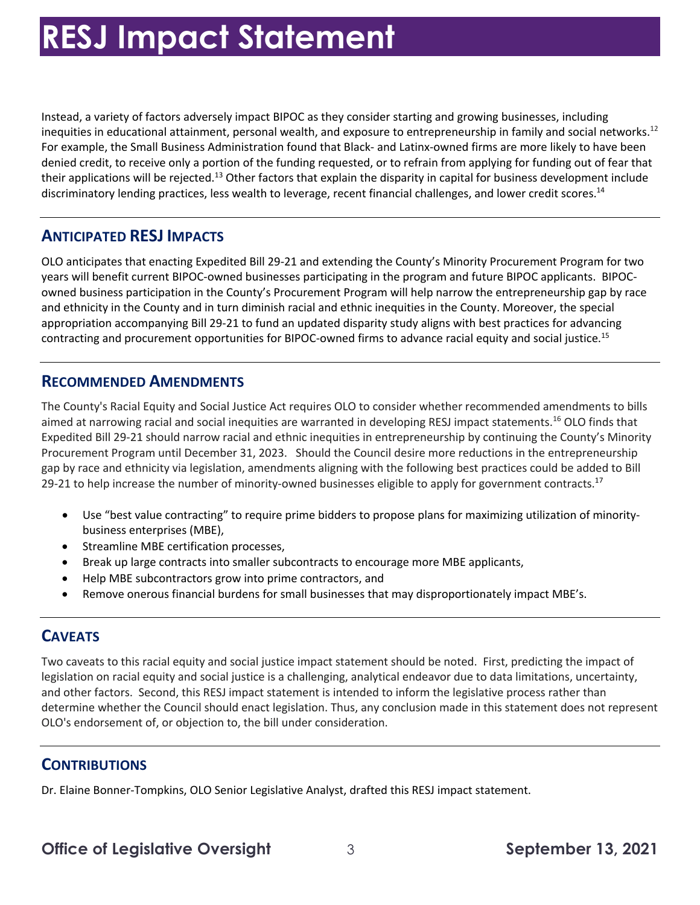Instead, a variety of factors adversely impact BIPOC as they consider starting and growing businesses, including inequities in educational attainment, personal wealth, and exposure to entrepreneurship in family and social networks.[12] For example, the Small Business Administration found that Black- and Latinx-owned firms are more likely to have been denied credit, to receive only a portion of the funding requested, or to refrain from applying for funding out of fear that their applications will be rejected.[13] Other factors that explain the disparity in capital for business development include discriminatory lending practices, less wealth to leverage, recent financial challenges, and lower credit scores.[14]

## ANTICIPATED RESJ IMPACTS

OLO anticipates that enacting Expedited Bill 29-21 and extending the County's Minority Procurement Program for two years will benefit current BIPOC-owned businesses participating in the program and future BIPOC applicants. BIPOC-owned business participation in the County's Procurement Program will help narrow the entrepreneurship gap by race and ethnicity in the County and in turn diminish racial and ethnic inequities in the County. Moreover, the special appropriation accompanying Bill 29-21 to fund an updated disparity study aligns with best practices for advancing contracting and procurement opportunities for BIPOC-owned firms to advance racial equity and social justice.[15]

## RECOMMENDED AMENDMENTS

The County's Racial Equity and Social Justice Act requires OLO to consider whether recommended amendments to bills aimed at narrowing racial and social inequities are warranted in developing RESJ impact statements.[16] OLO finds that Expedited Bill 29-21 should narrow racial and ethnic inequities in entrepreneurship by continuing the County's Minority Procurement Program until December 31, 2023. Should the Council desire more reductions in the entrepreneurship gap by race and ethnicity via legislation, amendments aligning with the following best practices could be added to Bill 29-21 to help increase the number of minority-owned businesses eligible to apply for government contracts.[17]

- Use "best value contracting" to require prime bidders to propose plans for maximizing utilization of minority-business enterprises (MBE),
- Streamline MBE certification processes,
- Break up large contracts into smaller subcontracts to encourage more MBE applicants,
- Help MBE subcontractors grow into prime contractors, and
- Remove onerous financial burdens for small businesses that may disproportionately impact MBE's.

## CAVEATS

Two caveats to this racial equity and social justice impact statement should be noted. First, predicting the impact of legislation on racial equity and social justice is a challenging, analytical endeavor due to data limitations, uncertainty, and other factors. Second, this RESJ impact statement is intended to inform the legislative process rather than determine whether the Council should enact legislation. Thus, any conclusion made in this statement does not represent OLO's endorsement of, or objection to, the bill under consideration.

## CONTRIBUTIONS

Dr. Elaine Bonner-Tompkins, OLO Senior Legislative Analyst, drafted this RESJ impact statement.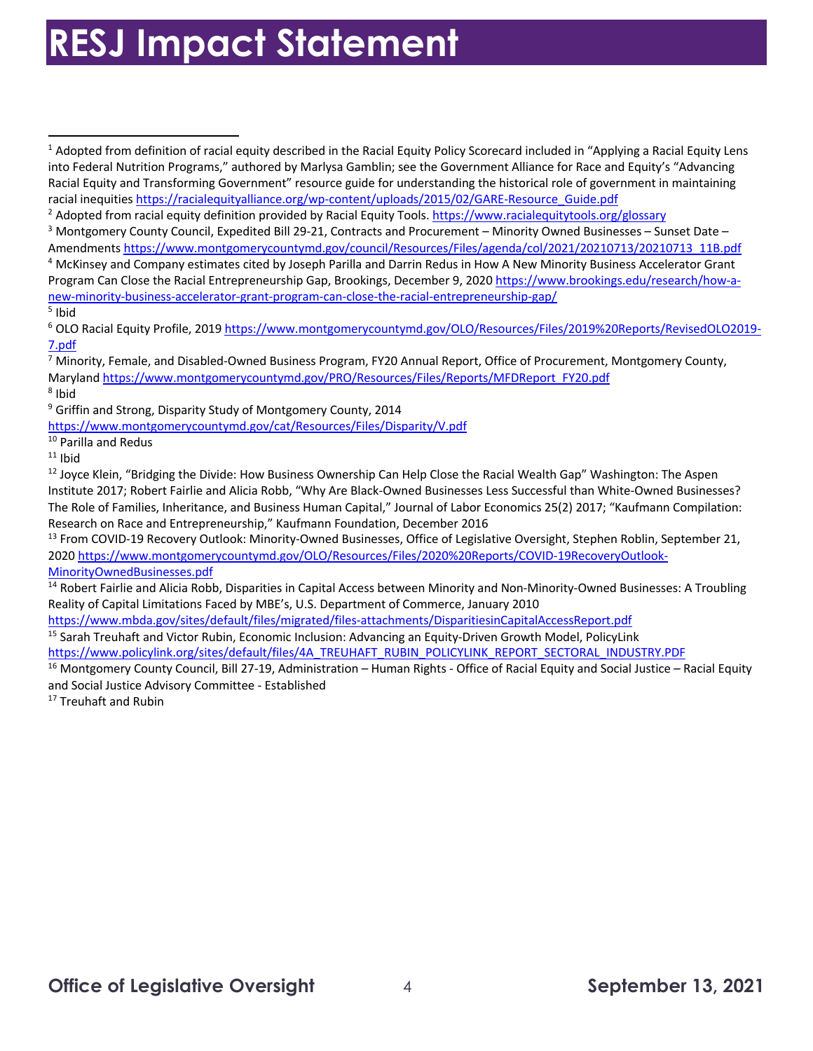# RESJ Impact Statement

---

[1] Adopted from definition of racial equity described in the Racial Equity Policy Scorecard included in "Applying a Racial Equity Lens into Federal Nutrition Programs," authored by Marlysa Gamblin; see the Government Alliance for Race and Equity's "Advancing Racial Equity and Transforming Government" resource guide for understanding the historical role of government in maintaining racial inequities https://racialequityalliance.org/wp-content/uploads/2015/02/GARE-Resource_Guide.pdf

[2] Adopted from racial equity definition provided by Racial Equity Tools. https://www.racialequitytools.org/glossary

[3] Montgomery County Council, Expedited Bill 29-21, Contracts and Procurement – Minority Owned Businesses – Sunset Date – Amendments https://www.montgomerycountymd.gov/council/Resources/Files/agenda/col/2021/20210713/20210713_11B.pdf

[4] McKinsey and Company estimates cited by Joseph Parilla and Darrin Redus in How A New Minority Business Accelerator Grant Program Can Close the Racial Entrepreneurship Gap, Brookings, December 9, 2020 https://www.brookings.edu/research/how-a-new-minority-business-accelerator-grant-program-can-close-the-racial-entrepreneurship-gap/

[5] Ibid

[6] OLO Racial Equity Profile, 2019 https://www.montgomerycountymd.gov/OLO/Resources/Files/2019%20Reports/RevisedOLO2019-7.pdf

[7] Minority, Female, and Disabled-Owned Business Program, FY20 Annual Report, Office of Procurement, Montgomery County, Maryland https://www.montgomerycountymd.gov/PRO/Resources/Files/Reports/MFDReport_FY20.pdf

[8] Ibid

[9] Griffin and Strong, Disparity Study of Montgomery County, 2014 https://www.montgomerycountymd.gov/cat/Resources/Files/Disparity/V.pdf

[10] Parilla and Redus

[11] Ibid

[12] Joyce Klein, "Bridging the Divide: How Business Ownership Can Help Close the Racial Wealth Gap" Washington: The Aspen Institute 2017; Robert Fairlie and Alicia Robb, "Why Are Black-Owned Businesses Less Successful than White-Owned Businesses? The Role of Families, Inheritance, and Business Human Capital," Journal of Labor Economics 25(2) 2017; "Kaufmann Compilation: Research on Race and Entrepreneurship," Kaufmann Foundation, December 2016

[13] From COVID-19 Recovery Outlook: Minority-Owned Businesses, Office of Legislative Oversight, Stephen Roblin, September 21, 2020 https://www.montgomerycountymd.gov/OLO/Resources/Files/2020%20Reports/COVID-19RecoveryOutlook-MinorityOwnedBusinesses.pdf

[14] Robert Fairlie and Alicia Robb, Disparities in Capital Access between Minority and Non-Minority-Owned Businesses: A Troubling Reality of Capital Limitations Faced by MBE's, U.S. Department of Commerce, January 2010 https://www.mbda.gov/sites/default/files/migrated/files-attachments/DisparitiesinCapitalAccessReport.pdf

[15] Sarah Treuhaft and Victor Rubin, Economic Inclusion: Advancing an Equity-Driven Growth Model, PolicyLink https://www.policylink.org/sites/default/files/4A_TREUHAFT_RUBIN_POLICYLINK_REPORT_SECTORAL_INDUSTRY.PDF

[16] Montgomery County Council, Bill 27-19, Administration – Human Rights - Office of Racial Equity and Social Justice – Racial Equity and Social Justice Advisory Committee - Established

[17] Treuhaft and Rubin